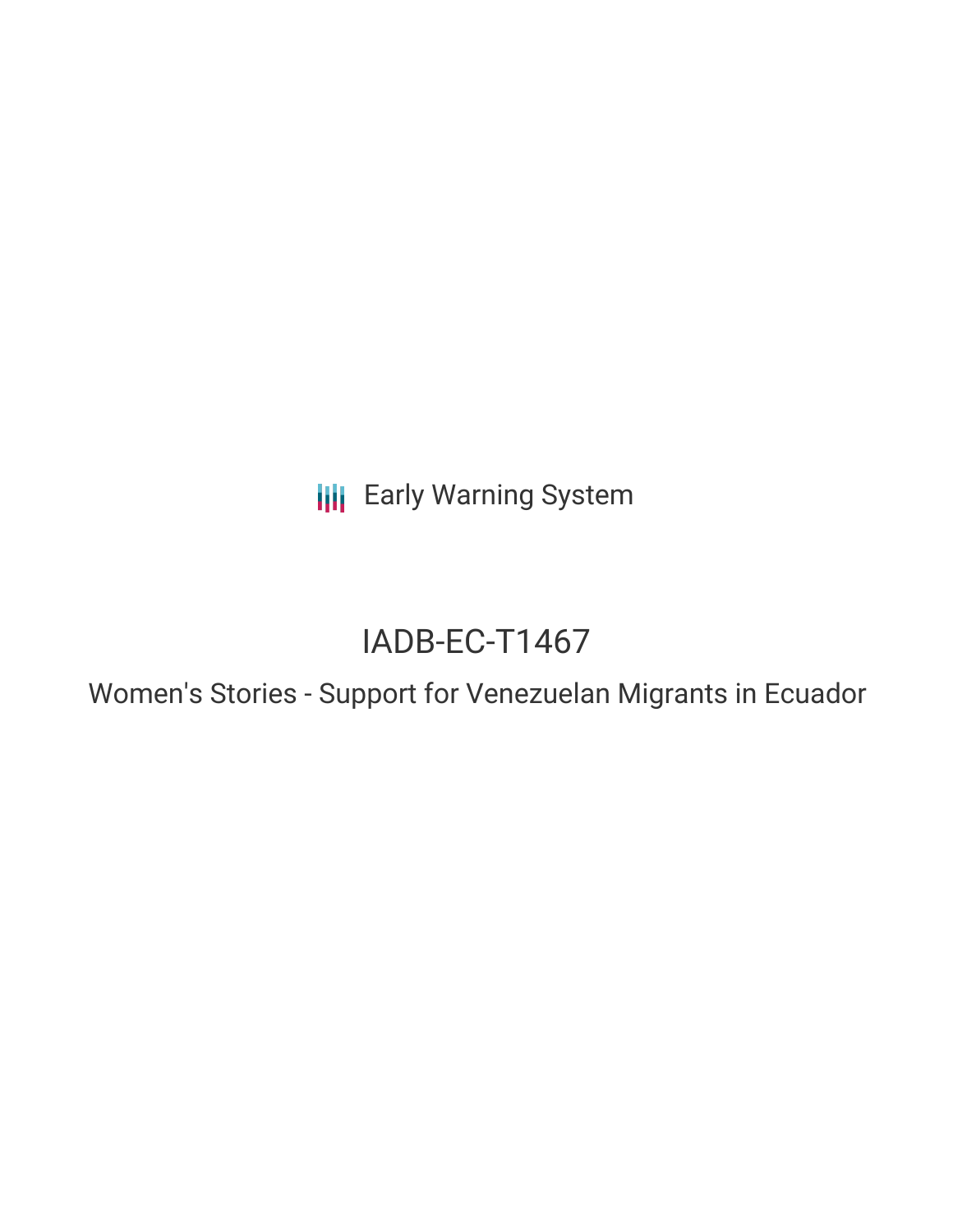Early Warning System

# IADB-EC-T1467

## Women's Stories - Support for Venezuelan Migrants in Ecuador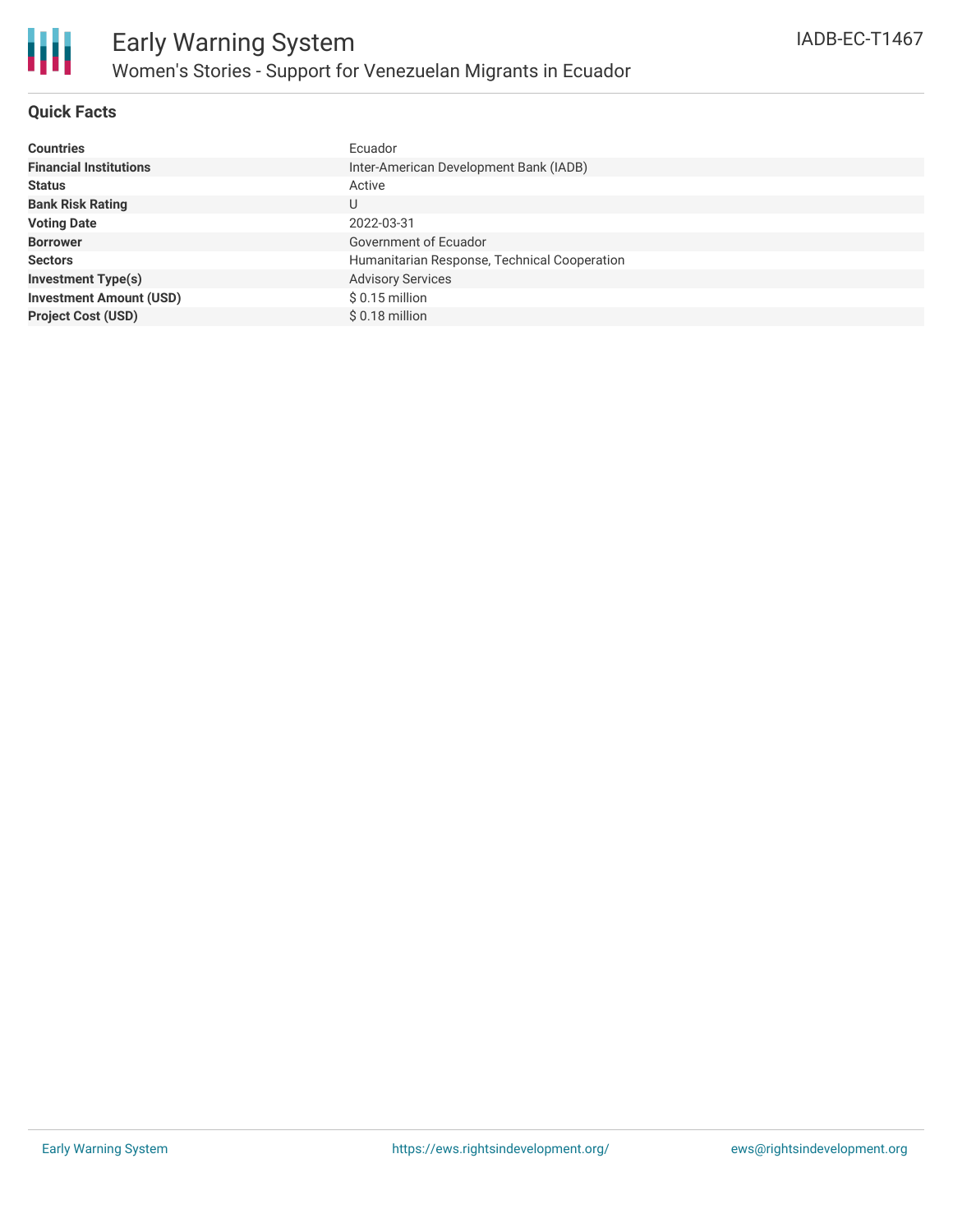# Early Warning System

## Women's Stories - Support for Venezuelan Migrants in Ecuador

IADB-EC-T1467

### Quick Facts

| | |
|---|---|
| **Countries** | Ecuador |
| **Financial Institutions** | Inter-American Development Bank (IADB) |
| **Status** | Active |
| **Bank Risk Rating** | U |
| **Voting Date** | 2022-03-31 |
| **Borrower** | Government of Ecuador |
| **Sectors** | Humanitarian Response, Technical Cooperation |
| **Investment Type(s)** | Advisory Services |
| **Investment Amount (USD)** | $ 0.15 million |
| **Project Cost (USD)** | $ 0.18 million |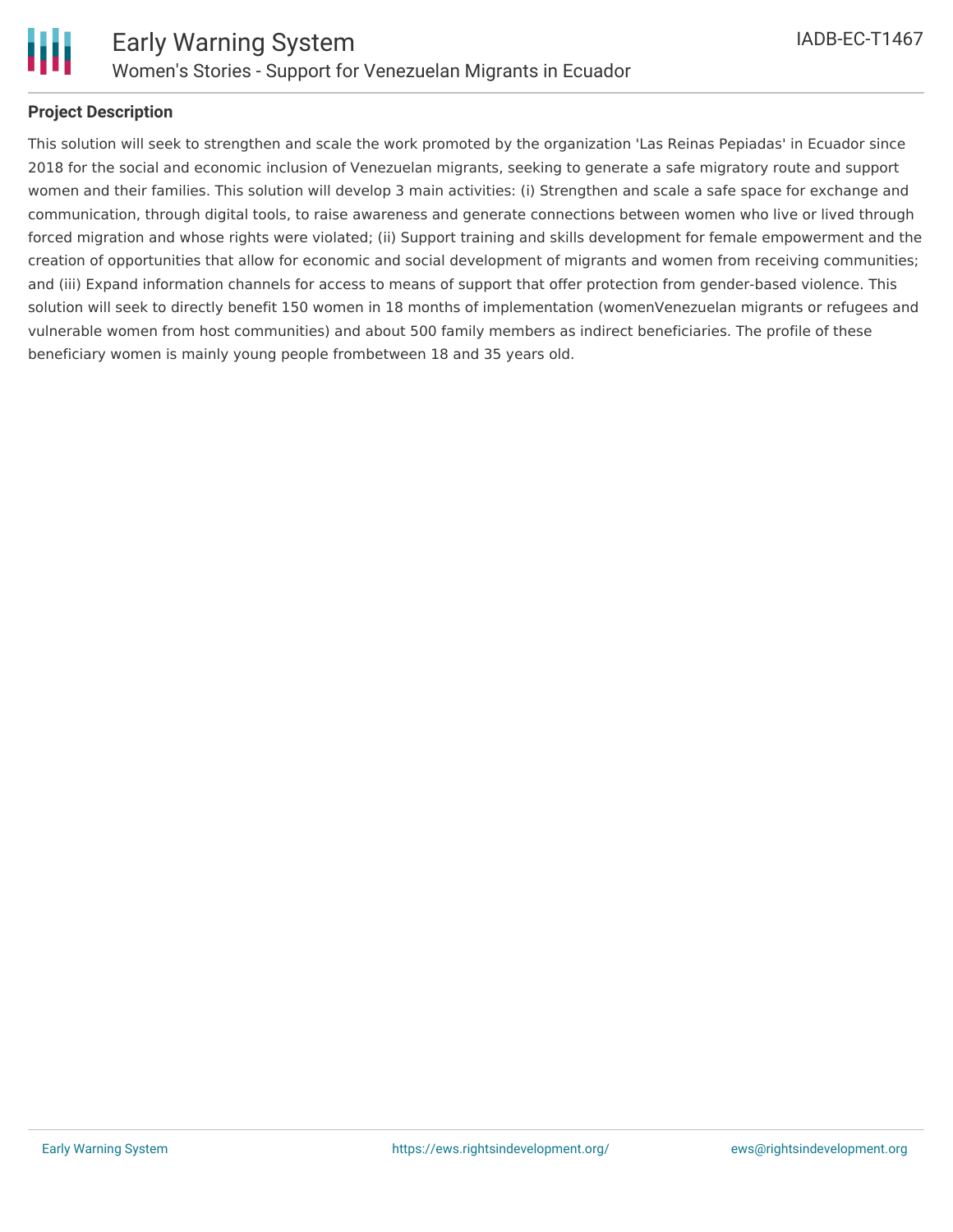## Project Description

This solution will seek to strengthen and scale the work promoted by the organization 'Las Reinas Pepiadas' in Ecuador since 2018 for the social and economic inclusion of Venezuelan migrants, seeking to generate a safe migratory route and support women and their families. This solution will develop 3 main activities: (i) Strengthen and scale a safe space for exchange and communication, through digital tools, to raise awareness and generate connections between women who live or lived through forced migration and whose rights were violated; (ii) Support training and skills development for female empowerment and the creation of opportunities that allow for economic and social development of migrants and women from receiving communities; and (iii) Expand information channels for access to means of support that offer protection from gender-based violence. This solution will seek to directly benefit 150 women in 18 months of implementation (womenVenezuelan migrants or refugees and vulnerable women from host communities) and about 500 family members as indirect beneficiaries. The profile of these beneficiary women is mainly young people frombetween 18 and 35 years old.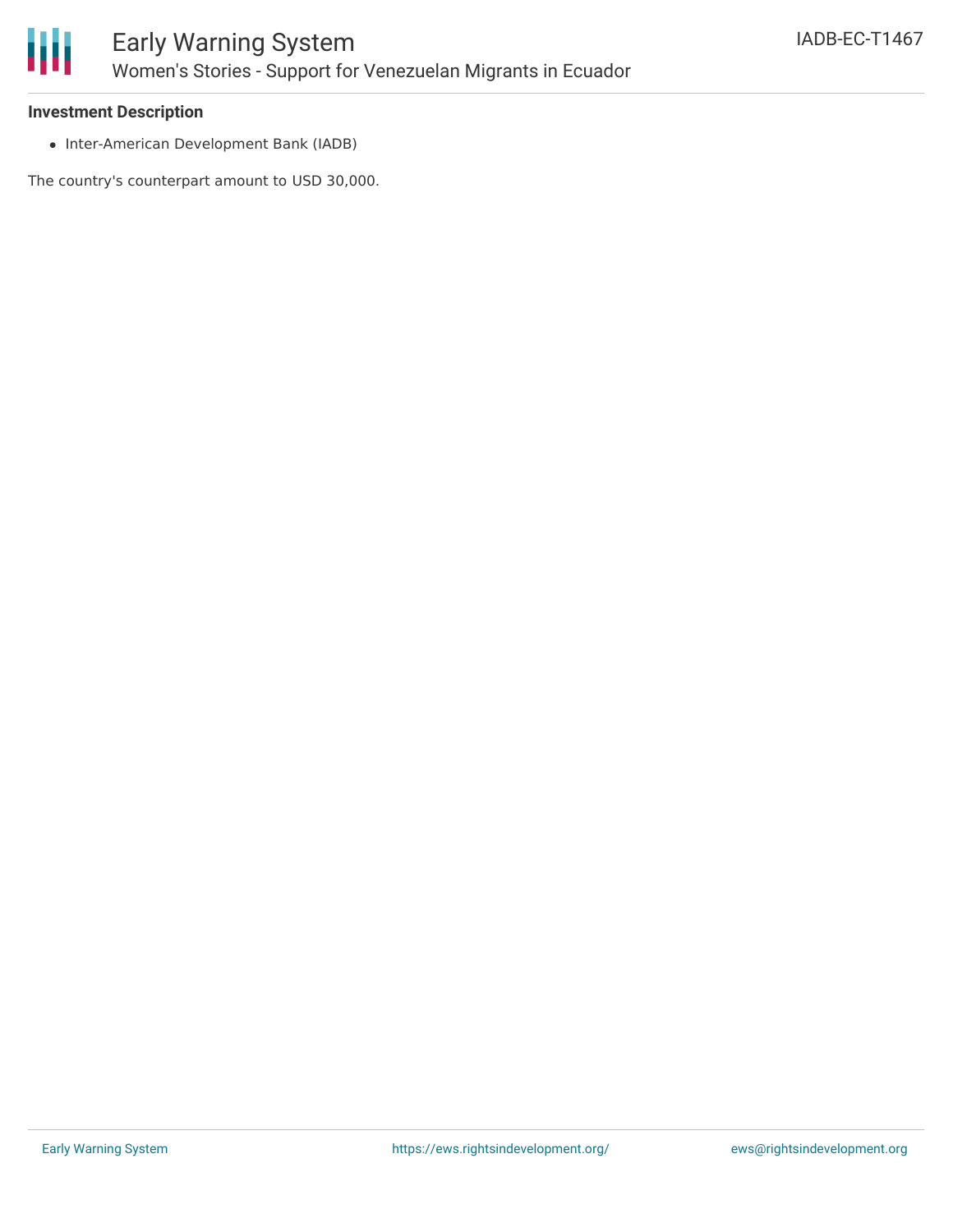**Investment Description**

- Inter-American Development Bank (IADB)

The country's counterpart amount to USD 30,000.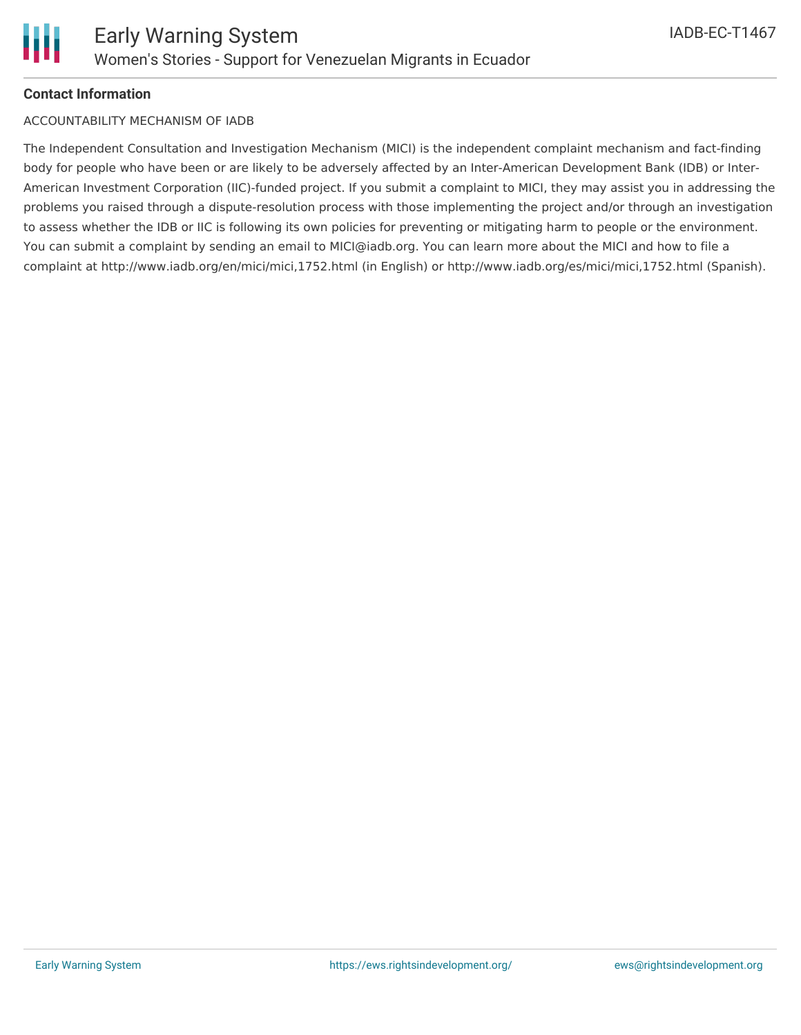**Contact Information**

ACCOUNTABILITY MECHANISM OF IADB

The Independent Consultation and Investigation Mechanism (MICI) is the independent complaint mechanism and fact-finding body for people who have been or are likely to be adversely affected by an Inter-American Development Bank (IDB) or Inter-American Investment Corporation (IIC)-funded project. If you submit a complaint to MICI, they may assist you in addressing the problems you raised through a dispute-resolution process with those implementing the project and/or through an investigation to assess whether the IDB or IIC is following its own policies for preventing or mitigating harm to people or the environment. You can submit a complaint by sending an email to MICI@iadb.org. You can learn more about the MICI and how to file a complaint at http://www.iadb.org/en/mici/mici,1752.html (in English) or http://www.iadb.org/es/mici/mici,1752.html (Spanish).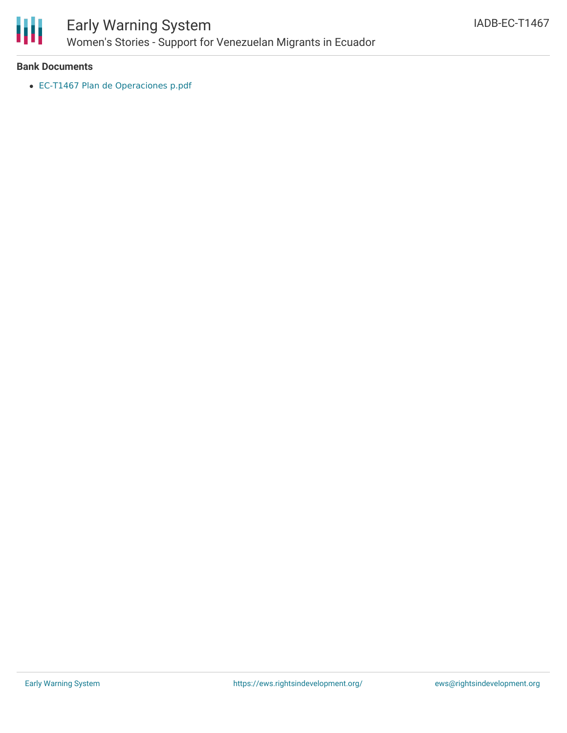**Bank Documents**

- EC-T1467 Plan de Operaciones p.pdf